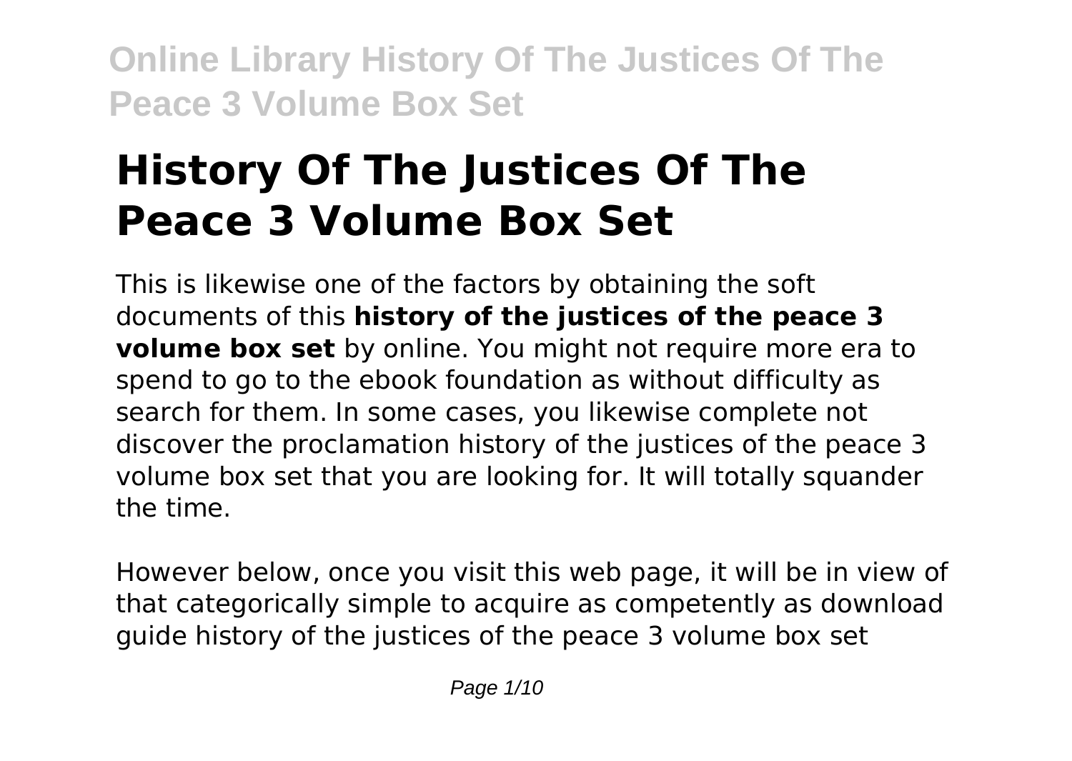# History Of The Justices Of The Peace 3 Volume Box Set

This is likewise one of the factors by obtaining the soft documents of this **history of the justices of the peace 3 volume box set** by online. You might not require more era to spend to go to the ebook foundation as without difficulty as search for them. In some cases, you likewise complete not discover the proclamation history of the justices of the peace 3 volume box set that you are looking for. It will totally squander the time.

However below, once you visit this web page, it will be in view of that categorically simple to acquire as competently as download guide history of the justices of the peace 3 volume box set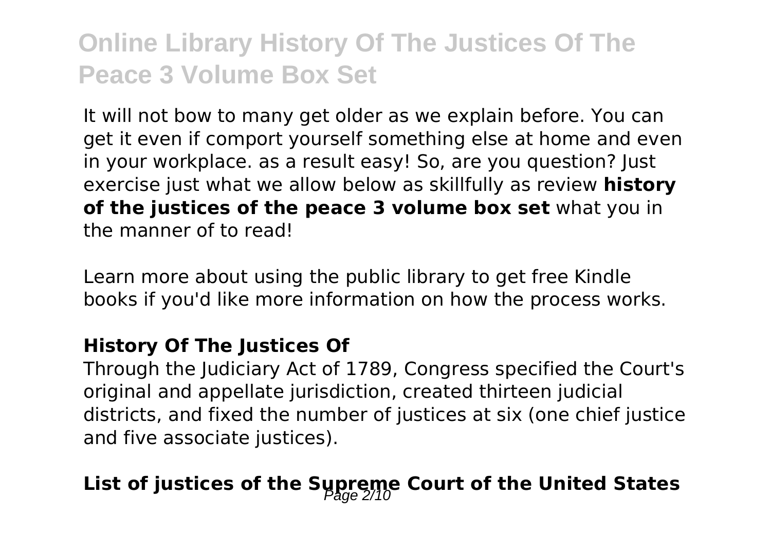It will not bow to many get older as we explain before. You can get it even if comport yourself something else at home and even in your workplace. as a result easy! So, are you question? Just exercise just what we allow below as skillfully as review **history of the justices of the peace 3 volume box set** what you in the manner of to read!

Learn more about using the public library to get free Kindle books if you'd like more information on how the process works.

### History Of The Justices Of

Through the Judiciary Act of 1789, Congress specified the Court's original and appellate jurisdiction, created thirteen judicial districts, and fixed the number of justices at six (one chief justice and five associate justices).

### List of justices of the Supreme Court of the United States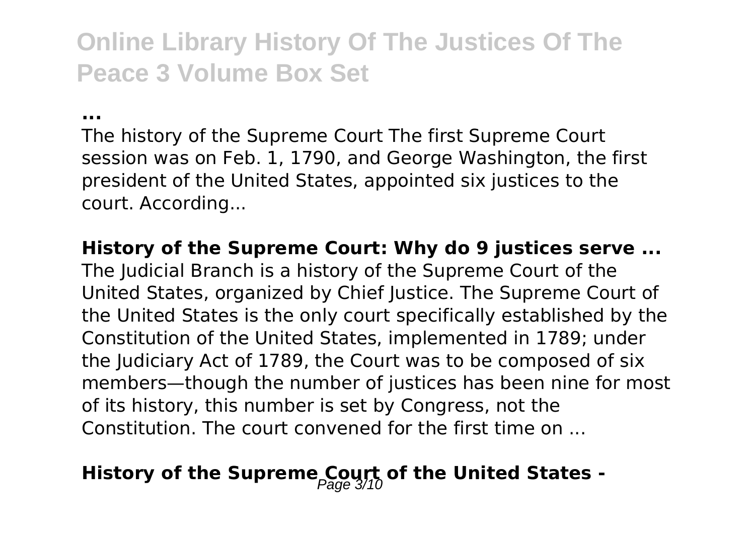**...**

The history of the Supreme Court The first Supreme Court session was on Feb. 1, 1790, and George Washington, the first president of the United States, appointed six justices to the court. According...

**History of the Supreme Court: Why do 9 justices serve ...**

The Judicial Branch is a history of the Supreme Court of the United States, organized by Chief Justice. The Supreme Court of the United States is the only court specifically established by the Constitution of the United States, implemented in 1789; under the Judiciary Act of 1789, the Court was to be composed of six members—though the number of justices has been nine for most of its history, this number is set by Congress, not the Constitution. The court convened for the first time on ...

## History of the Supreme Court of the United States -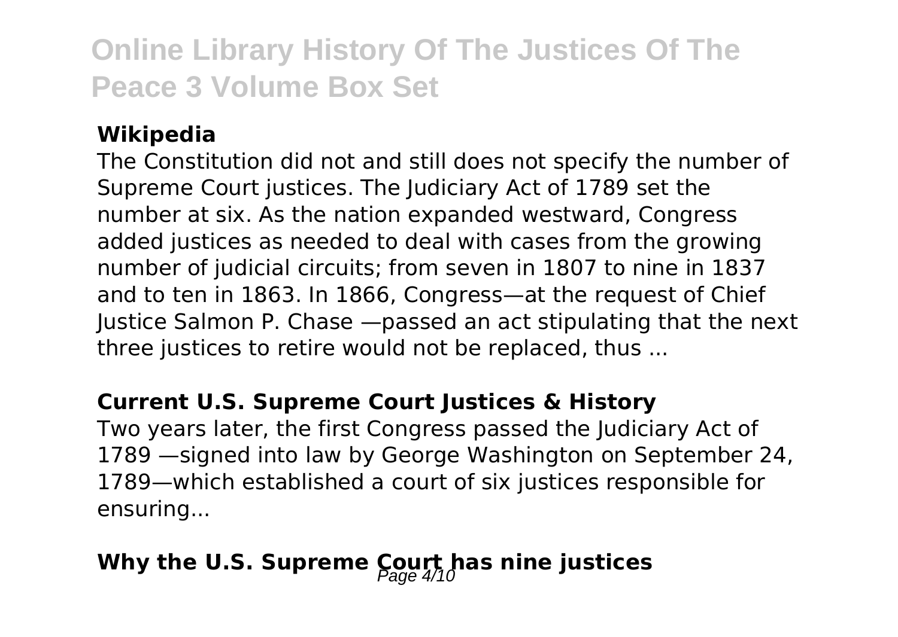### Wikipedia

The Constitution did not and still does not specify the number of Supreme Court justices. The Judiciary Act of 1789 set the number at six. As the nation expanded westward, Congress added justices as needed to deal with cases from the growing number of judicial circuits; from seven in 1807 to nine in 1837 and to ten in 1863. In 1866, Congress—at the request of Chief Justice Salmon P. Chase —passed an act stipulating that the next three justices to retire would not be replaced, thus ...

### Current U.S. Supreme Court Justices & History

Two years later, the first Congress passed the Judiciary Act of 1789 —signed into law by George Washington on September 24, 1789—which established a court of six justices responsible for ensuring...

### Why the U.S. Supreme Court has nine justices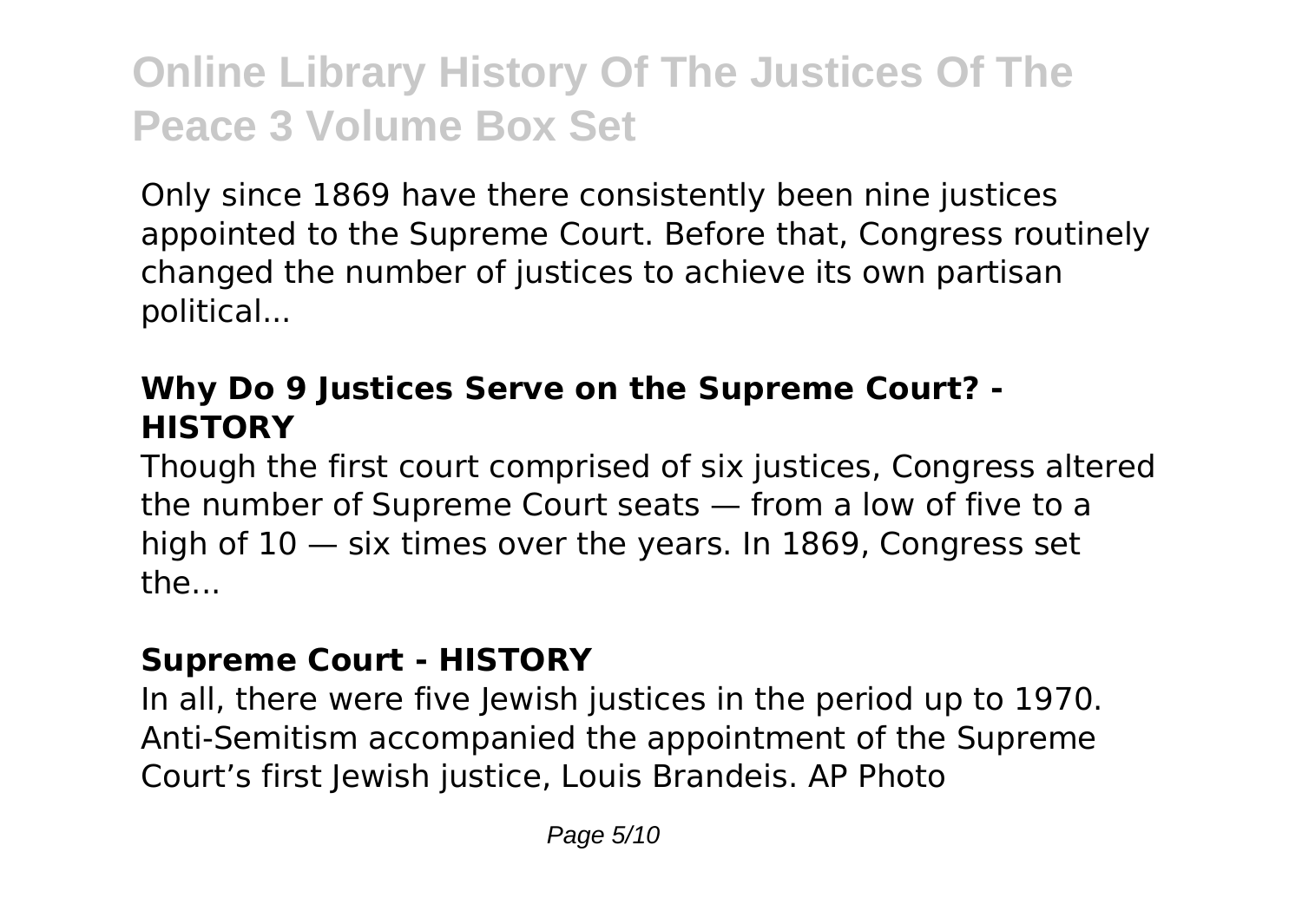Only since 1869 have there consistently been nine justices appointed to the Supreme Court. Before that, Congress routinely changed the number of justices to achieve its own partisan political...

### **Why Do 9 Justices Serve on the Supreme Court? - HISTORY**

Though the first court comprised of six justices, Congress altered the number of Supreme Court seats — from a low of five to a high of 10 — six times over the years. In 1869, Congress set the...

### **Supreme Court - HISTORY**

In all, there were five Jewish justices in the period up to 1970. Anti-Semitism accompanied the appointment of the Supreme Court's first Jewish justice, Louis Brandeis. AP Photo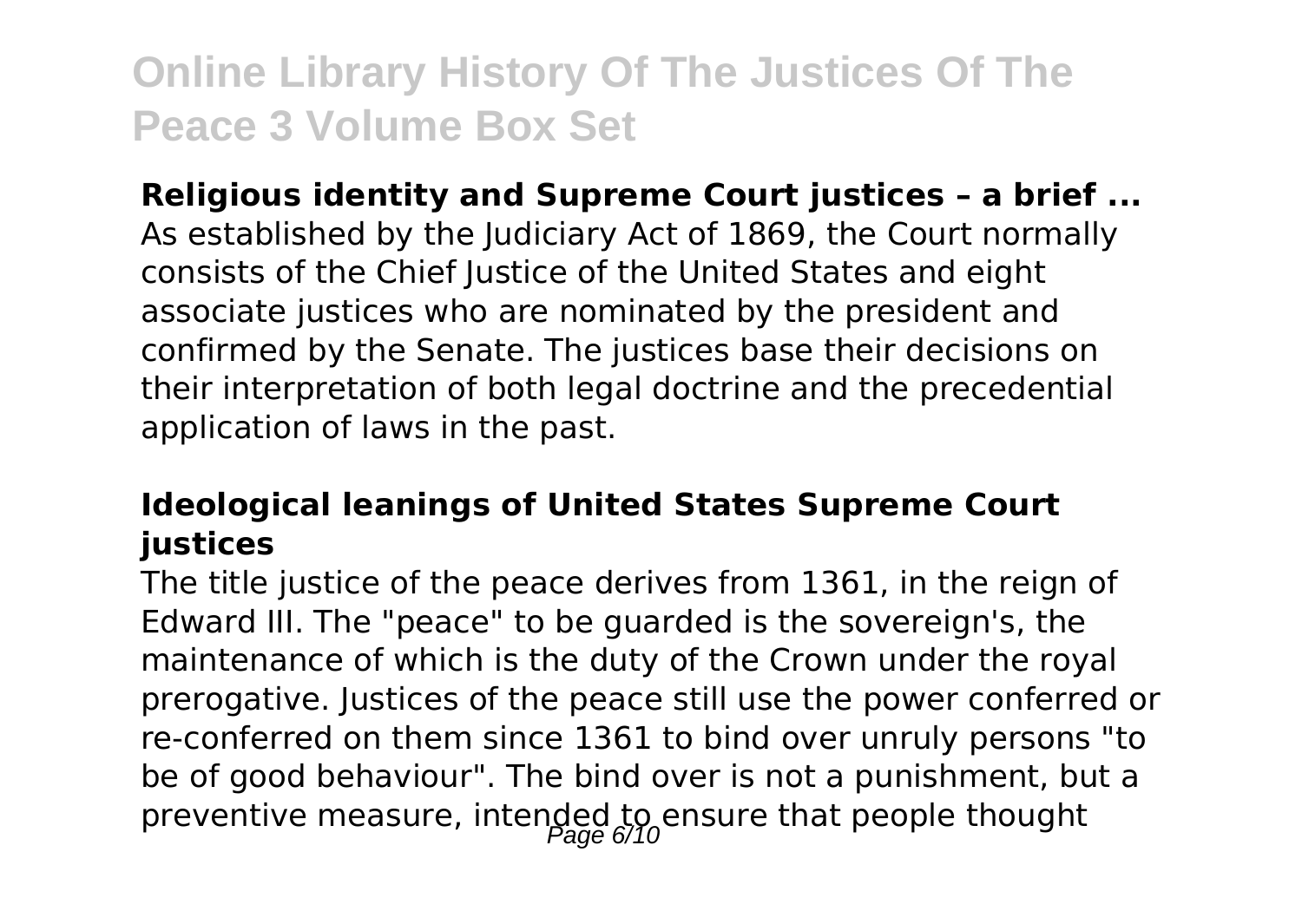**Religious identity and Supreme Court justices – a brief ...**

As established by the Judiciary Act of 1869, the Court normally consists of the Chief Justice of the United States and eight associate justices who are nominated by the president and confirmed by the Senate. The justices base their decisions on their interpretation of both legal doctrine and the precedential application of laws in the past.

**Ideological leanings of United States Supreme Court justices**

The title justice of the peace derives from 1361, in the reign of Edward III. The "peace" to be guarded is the sovereign's, the maintenance of which is the duty of the Crown under the royal prerogative. Justices of the peace still use the power conferred or re-conferred on them since 1361 to bind over unruly persons "to be of good behaviour". The bind over is not a punishment, but a preventive measure, intended to ensure that people thought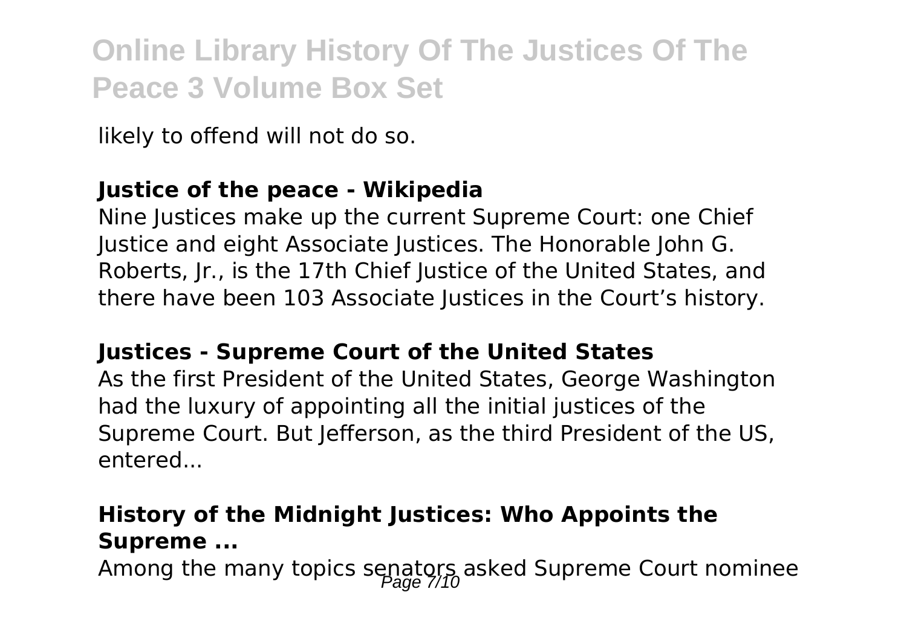likely to offend will not do so.

**Justice of the peace - Wikipedia**

Nine Justices make up the current Supreme Court: one Chief Justice and eight Associate Justices. The Honorable John G. Roberts, Jr., is the 17th Chief Justice of the United States, and there have been 103 Associate Justices in the Court's history.

**Justices - Supreme Court of the United States**

As the first President of the United States, George Washington had the luxury of appointing all the initial justices of the Supreme Court. But Jefferson, as the third President of the US, entered...

**History of the Midnight Justices: Who Appoints the Supreme ...**

Among the many topics senators asked Supreme Court nominee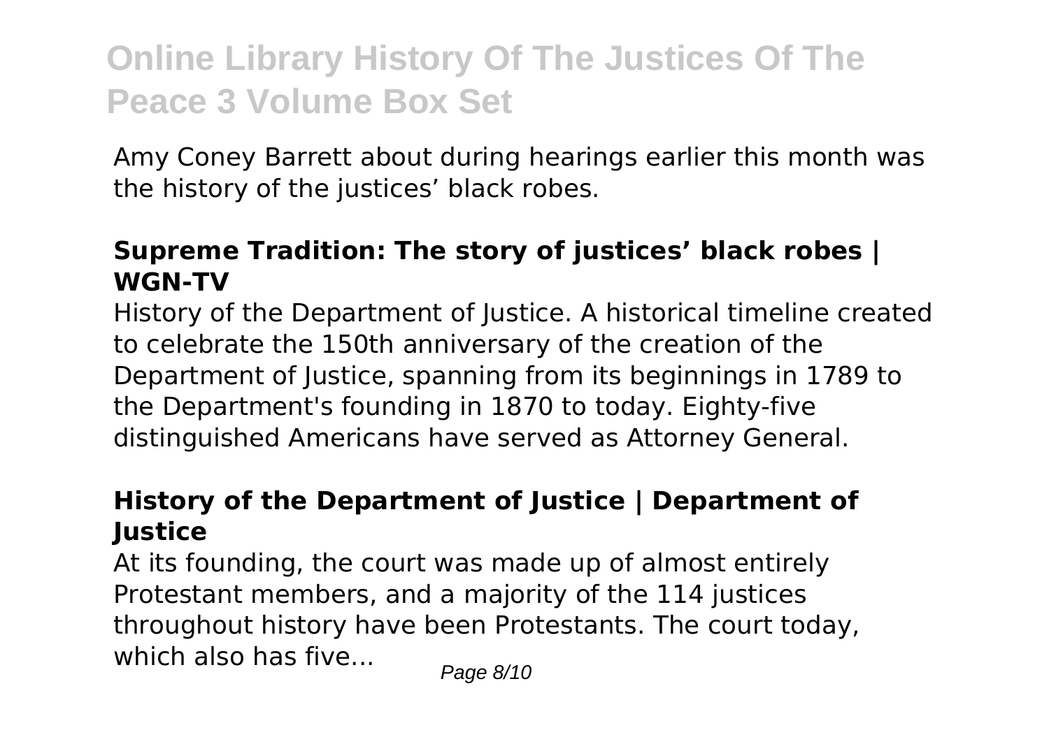Amy Coney Barrett about during hearings earlier this month was the history of the justices' black robes.

### **Supreme Tradition: The story of justices' black robes | WGN-TV**

History of the Department of Justice. A historical timeline created to celebrate the 150th anniversary of the creation of the Department of Justice, spanning from its beginnings in 1789 to the Department's founding in 1870 to today. Eighty-five distinguished Americans have served as Attorney General.

### **History of the Department of Justice | Department of Justice**

At its founding, the court was made up of almost entirely Protestant members, and a majority of the 114 justices throughout history have been Protestants. The court today, which also has five...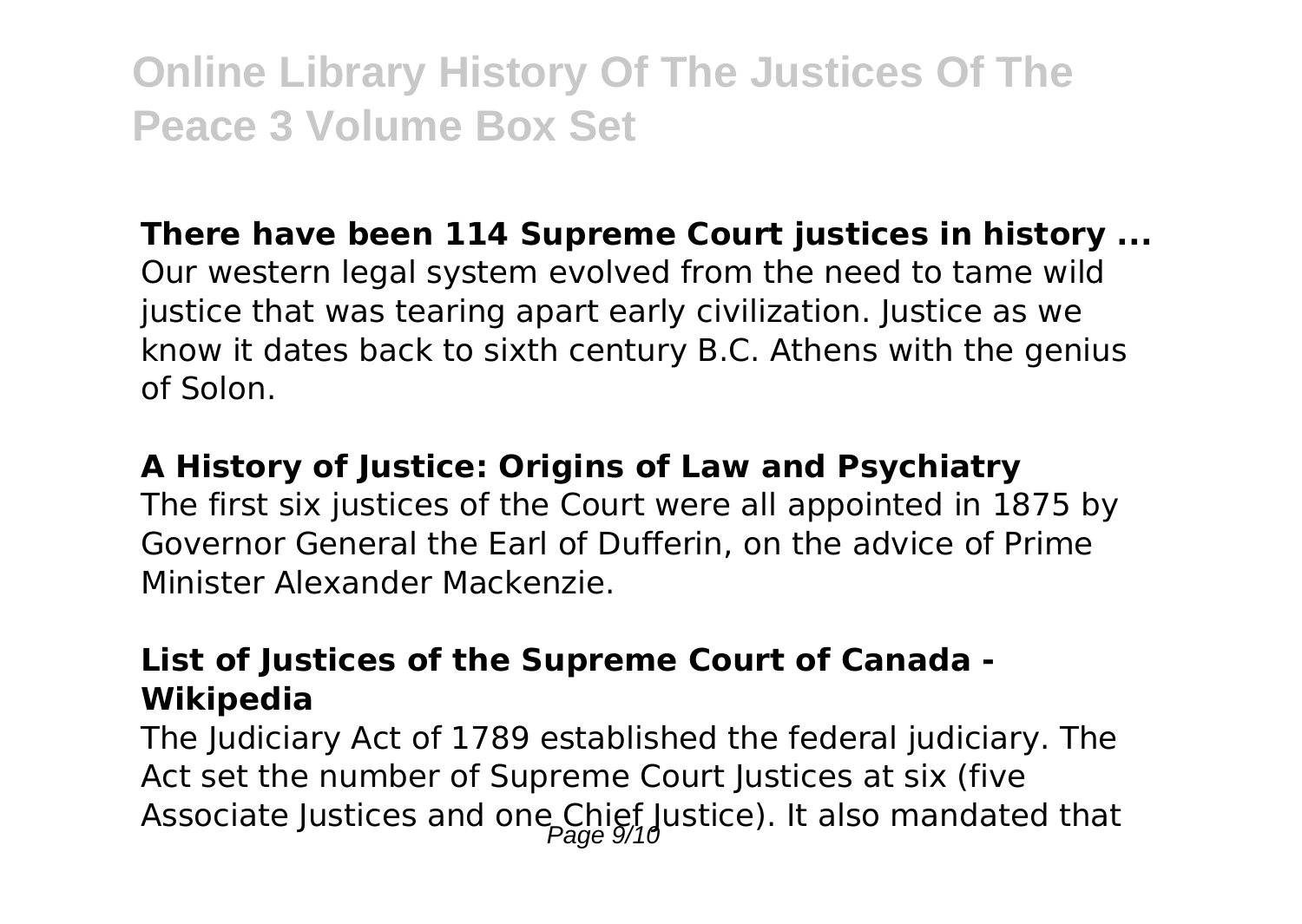**There have been 114 Supreme Court justices in history ...**

Our western legal system evolved from the need to tame wild justice that was tearing apart early civilization. Justice as we know it dates back to sixth century B.C. Athens with the genius of Solon.

**A History of Justice: Origins of Law and Psychiatry**

The first six justices of the Court were all appointed in 1875 by Governor General the Earl of Dufferin, on the advice of Prime Minister Alexander Mackenzie.

**List of Justices of the Supreme Court of Canada - Wikipedia**

The Judiciary Act of 1789 established the federal judiciary. The Act set the number of Supreme Court Justices at six (five Associate Justices and one Chief Justice). It also mandated that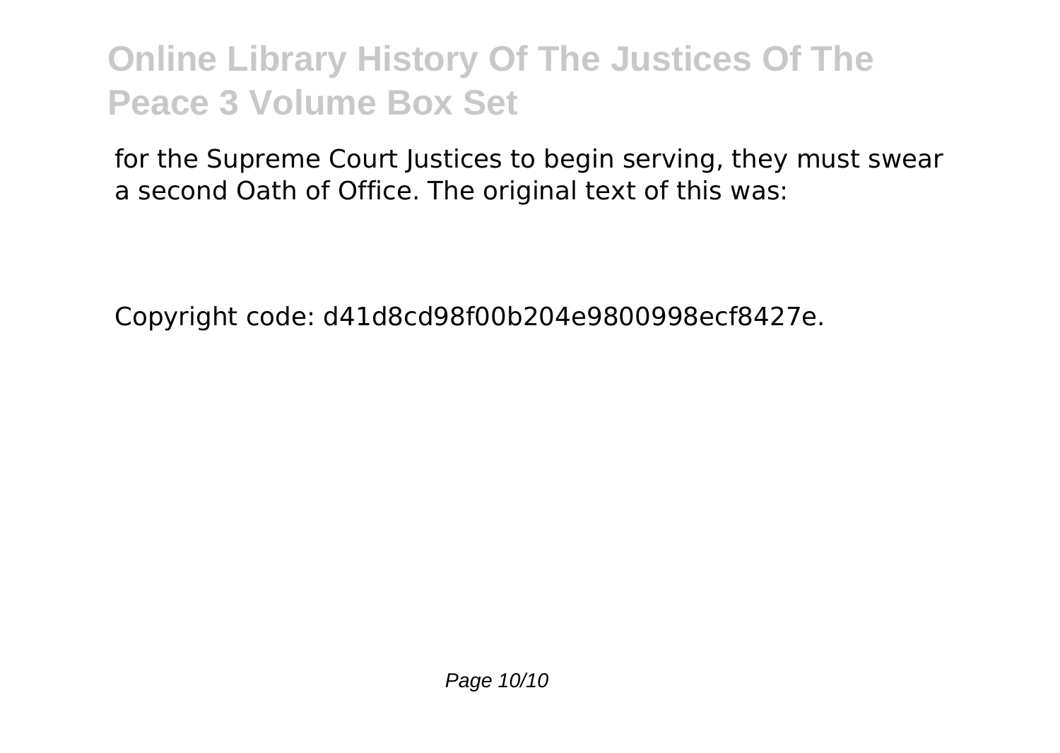for the Supreme Court Justices to begin serving, they must swear a second Oath of Office. The original text of this was:

Copyright code: d41d8cd98f00b204e9800998ecf8427e.